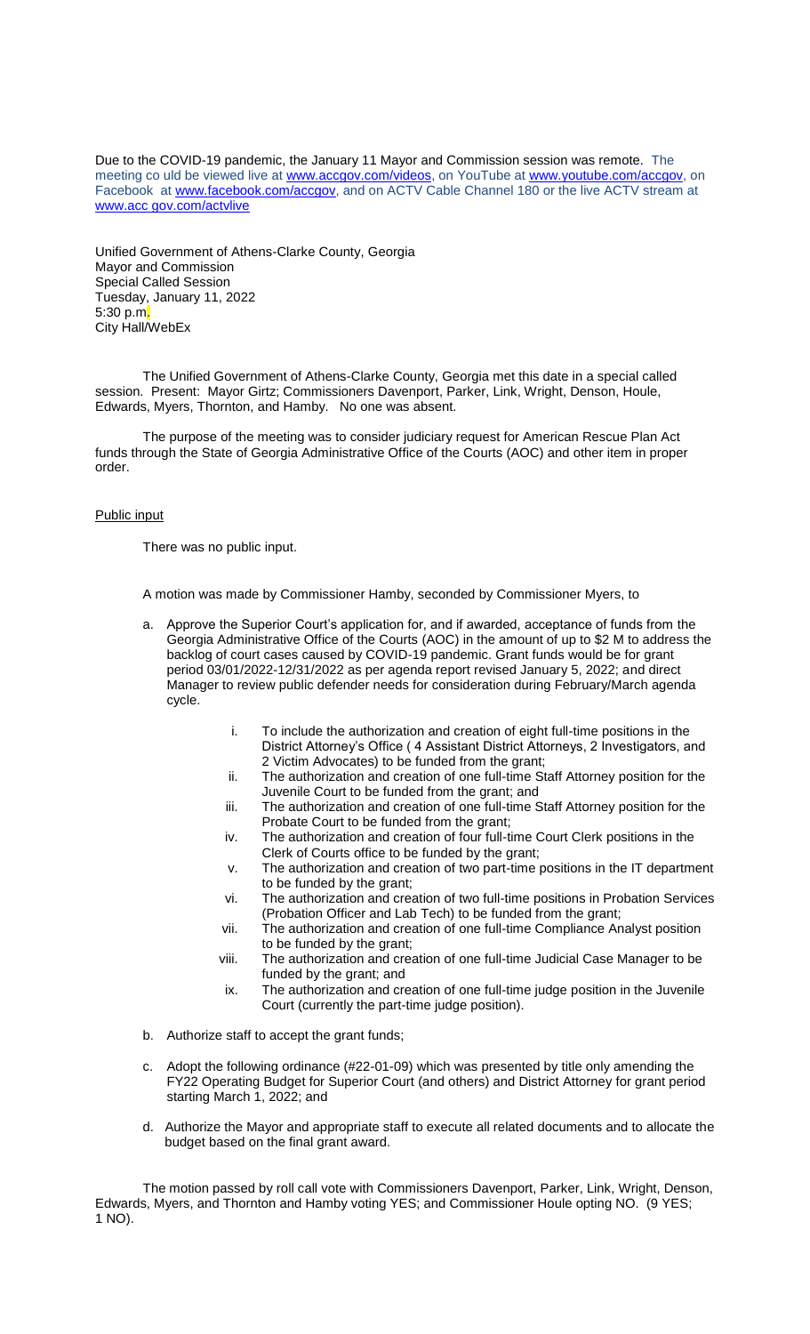Due to the COVID-19 pandemic, the January 11 Mayor and Commission session was remote. The meeting co uld be viewed live at www.accgov.com/videos, on YouTube at www.youtube.com/accgov, on Facebook at www.facebook.com/accgov, and on ACTV Cable Channel 180 or the live ACTV stream at www.acc gov.com/actvlive

Unified Government of Athens-Clarke County, Georgia
Mayor and Commission
Special Called Session
Tuesday, January 11, 2022
5:30 p.m.
City Hall/WebEx

The Unified Government of Athens-Clarke County, Georgia met this date in a special called session. Present: Mayor Girtz; Commissioners Davenport, Parker, Link, Wright, Denson, Houle, Edwards, Myers, Thornton, and Hamby. No one was absent.

The purpose of the meeting was to consider judiciary request for American Rescue Plan Act funds through the State of Georgia Administrative Office of the Courts (AOC) and other item in proper order.

Public input

There was no public input.

A motion was made by Commissioner Hamby, seconded by Commissioner Myers, to

a. Approve the Superior Court's application for, and if awarded, acceptance of funds from the Georgia Administrative Office of the Courts (AOC) in the amount of up to $2 M to address the backlog of court cases caused by COVID-19 pandemic. Grant funds would be for grant period 03/01/2022-12/31/2022 as per agenda report revised January 5, 2022; and direct Manager to review public defender needs for consideration during February/March agenda cycle.

    i. To include the authorization and creation of eight full-time positions in the District Attorney's Office ( 4 Assistant District Attorneys, 2 Investigators, and 2 Victim Advocates) to be funded from the grant;
    ii. The authorization and creation of one full-time Staff Attorney position for the Juvenile Court to be funded from the grant; and
    iii. The authorization and creation of one full-time Staff Attorney position for the Probate Court to be funded from the grant;
    iv. The authorization and creation of four full-time Court Clerk positions in the Clerk of Courts office to be funded by the grant;
    v. The authorization and creation of two part-time positions in the IT department to be funded by the grant;
    vi. The authorization and creation of two full-time positions in Probation Services (Probation Officer and Lab Tech) to be funded from the grant;
    vii. The authorization and creation of one full-time Compliance Analyst position to be funded by the grant;
    viii. The authorization and creation of one full-time Judicial Case Manager to be funded by the grant; and
    ix. The authorization and creation of one full-time judge position in the Juvenile Court (currently the part-time judge position).

b. Authorize staff to accept the grant funds;

c. Adopt the following ordinance (#22-01-09) which was presented by title only amending the FY22 Operating Budget for Superior Court (and others) and District Attorney for grant period starting March 1, 2022; and

d. Authorize the Mayor and appropriate staff to execute all related documents and to allocate the budget based on the final grant award.

The motion passed by roll call vote with Commissioners Davenport, Parker, Link, Wright, Denson, Edwards, Myers, and Thornton and Hamby voting YES; and Commissioner Houle opting NO. (9 YES; 1 NO).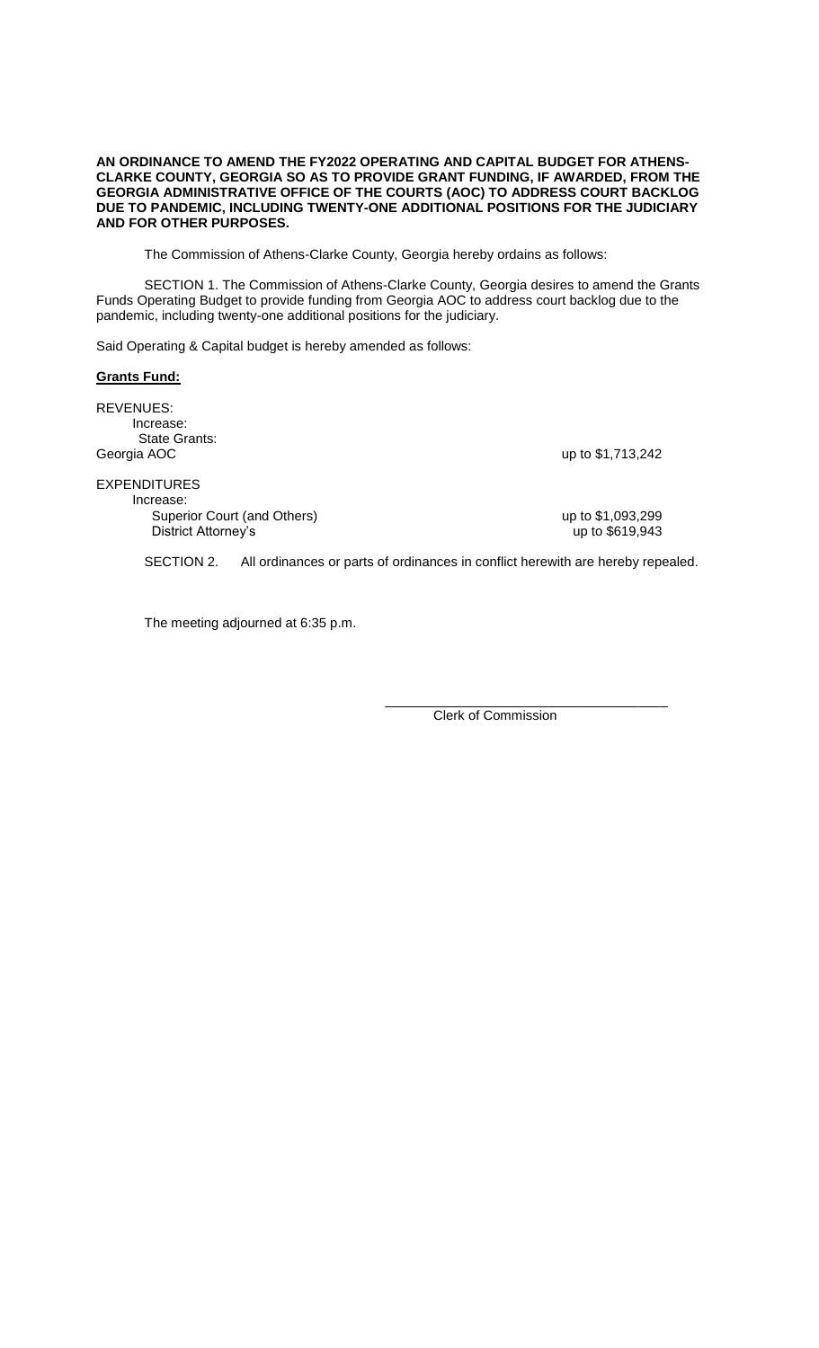**AN ORDINANCE TO AMEND THE FY2022 OPERATING AND CAPITAL BUDGET FOR ATHENS-CLARKE COUNTY, GEORGIA SO AS TO PROVIDE GRANT FUNDING, IF AWARDED, FROM THE GEORGIA ADMINISTRATIVE OFFICE OF THE COURTS (AOC) TO ADDRESS COURT BACKLOG DUE TO PANDEMIC, INCLUDING TWENTY-ONE ADDITIONAL POSITIONS FOR THE JUDICIARY AND FOR OTHER PURPOSES.**

The Commission of Athens-Clarke County, Georgia hereby ordains as follows:

SECTION 1. The Commission of Athens-Clarke County, Georgia desires to amend the Grants Funds Operating Budget to provide funding from Georgia AOC to address court backlog due to the pandemic, including twenty-one additional positions for the judiciary.

Said Operating & Capital budget is hereby amended as follows:

**Grants Fund:**

REVENUES:
Increase:
State Grants:

| | |
|---|---|
| Georgia AOC | up to $1,713,242 |

EXPENDITURES
Increase:

| | |
|---|---|
| Superior Court (and Others) | up to $1,093,299 |
| District Attorney's | up to $619,943 |

SECTION 2. All ordinances or parts of ordinances in conflict herewith are hereby repealed.

The meeting adjourned at 6:35 p.m.

\_\_\_\_\_\_\_\_\_\_\_\_\_\_\_\_\_\_\_\_\_\_\_\_\_\_\_\_\_\_\_\_\_\_\_\_\_

Clerk of Commission